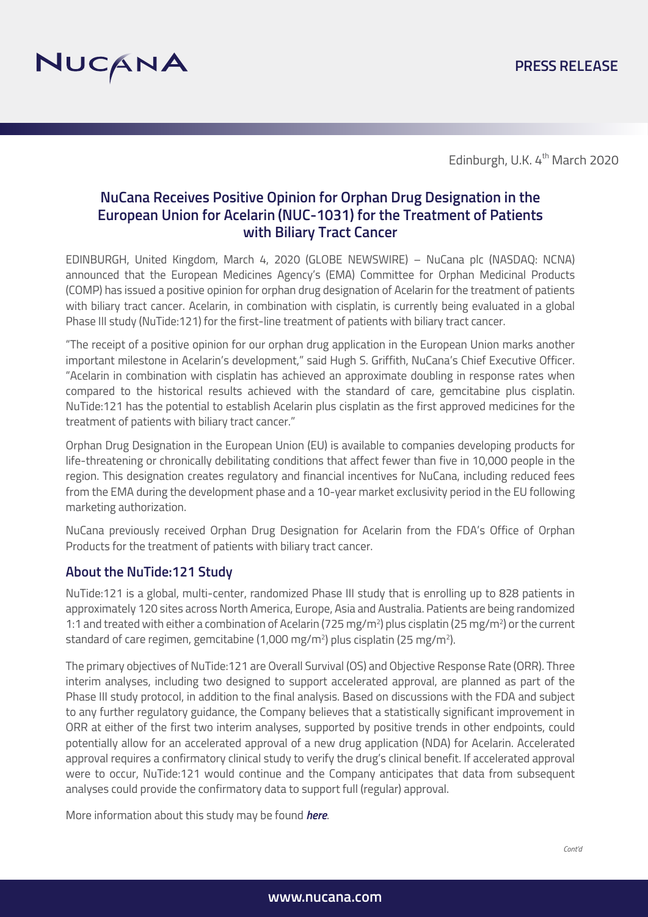PRESS RELEASE

Edinburgh, U.K. 4th March 2020

# NuCana Receives Positive Opinion for Orphan Drug Designation in the European Union for Acelarin (NUC-1031) for the Treatment of Patients with Biliary Tract Cancer

EDINBURGH, United Kingdom, March 4, 2020 (GLOBE NEWSWIRE) – NuCana plc (NASDAQ: NCNA) announced that the European Medicines Agency's (EMA) Committee for Orphan Medicinal Products (COMP) has issued a positive opinion for orphan drug designation of Acelarin for the treatment of patients with biliary tract cancer. Acelarin, in combination with cisplatin, is currently being evaluated in a global Phase III study (NuTide:121) for the first-line treatment of patients with biliary tract cancer.

"The receipt of a positive opinion for our orphan drug application in the European Union marks another important milestone in Acelarin's development," said Hugh S. Griffith, NuCana's Chief Executive Officer. "Acelarin in combination with cisplatin has achieved an approximate doubling in response rates when compared to the historical results achieved with the standard of care, gemcitabine plus cisplatin. NuTide:121 has the potential to establish Acelarin plus cisplatin as the first approved medicines for the treatment of patients with biliary tract cancer."

Orphan Drug Designation in the European Union (EU) is available to companies developing products for life-threatening or chronically debilitating conditions that affect fewer than five in 10,000 people in the region. This designation creates regulatory and financial incentives for NuCana, including reduced fees from the EMA during the development phase and a 10-year market exclusivity period in the EU following marketing authorization.

NuCana previously received Orphan Drug Designation for Acelarin from the FDA's Office of Orphan Products for the treatment of patients with biliary tract cancer.

## About the NuTide:121 Study

NuTide:121 is a global, multi-center, randomized Phase III study that is enrolling up to 828 patients in approximately 120 sites across North America, Europe, Asia and Australia. Patients are being randomized 1:1 and treated with either a combination of Acelarin (725 mg/m$^2$) plus cisplatin (25 mg/m$^2$) or the current standard of care regimen, gemcitabine (1,000 mg/m$^2$) plus cisplatin (25 mg/m$^2$).

The primary objectives of NuTide:121 are Overall Survival (OS) and Objective Response Rate (ORR). Three interim analyses, including two designed to support accelerated approval, are planned as part of the Phase III study protocol, in addition to the final analysis. Based on discussions with the FDA and subject to any further regulatory guidance, the Company believes that a statistically significant improvement in ORR at either of the first two interim analyses, supported by positive trends in other endpoints, could potentially allow for an accelerated approval of a new drug application (NDA) for Acelarin. Accelerated approval requires a confirmatory clinical study to verify the drug's clinical benefit. If accelerated approval were to occur, NuTide:121 would continue and the Company anticipates that data from subsequent analyses could provide the confirmatory data to support full (regular) approval.

More information about this study may be found ***here***.

*Cont'd*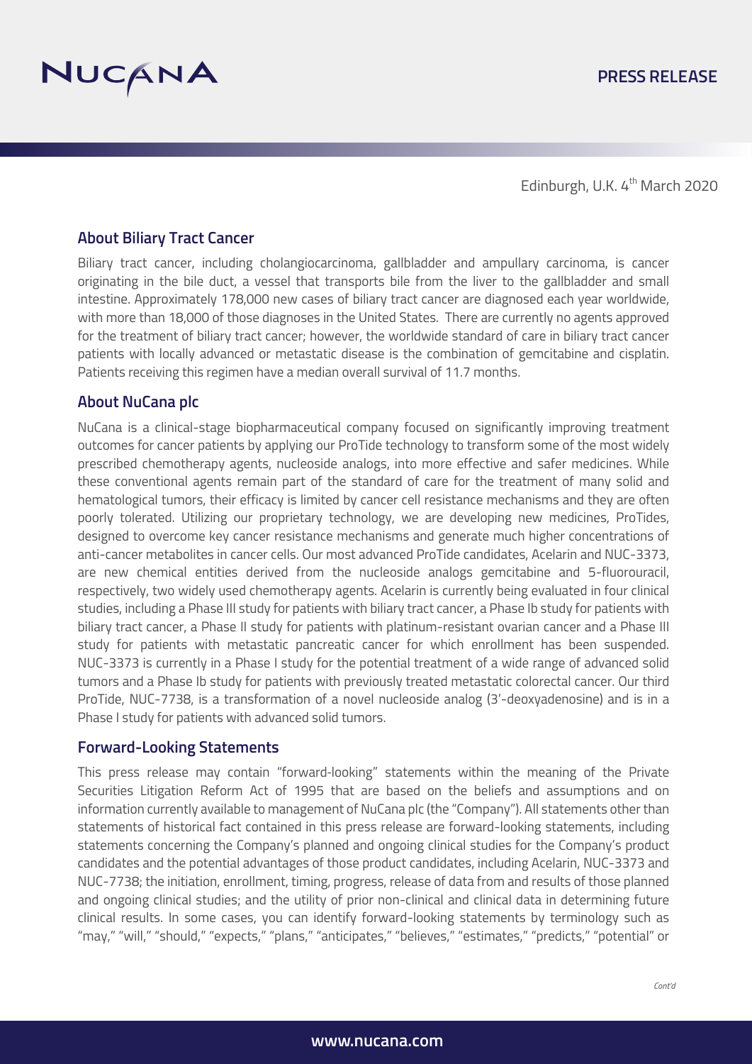Edinburgh, U.K. 4th March 2020

## About Biliary Tract Cancer

Biliary tract cancer, including cholangiocarcinoma, gallbladder and ampullary carcinoma, is cancer originating in the bile duct, a vessel that transports bile from the liver to the gallbladder and small intestine. Approximately 178,000 new cases of biliary tract cancer are diagnosed each year worldwide, with more than 18,000 of those diagnoses in the United States. There are currently no agents approved for the treatment of biliary tract cancer; however, the worldwide standard of care in biliary tract cancer patients with locally advanced or metastatic disease is the combination of gemcitabine and cisplatin. Patients receiving this regimen have a median overall survival of 11.7 months.

## About NuCana plc

NuCana is a clinical-stage biopharmaceutical company focused on significantly improving treatment outcomes for cancer patients by applying our ProTide technology to transform some of the most widely prescribed chemotherapy agents, nucleoside analogs, into more effective and safer medicines. While these conventional agents remain part of the standard of care for the treatment of many solid and hematological tumors, their efficacy is limited by cancer cell resistance mechanisms and they are often poorly tolerated. Utilizing our proprietary technology, we are developing new medicines, ProTides, designed to overcome key cancer resistance mechanisms and generate much higher concentrations of anti-cancer metabolites in cancer cells. Our most advanced ProTide candidates, Acelarin and NUC-3373, are new chemical entities derived from the nucleoside analogs gemcitabine and 5-fluorouracil, respectively, two widely used chemotherapy agents. Acelarin is currently being evaluated in four clinical studies, including a Phase III study for patients with biliary tract cancer, a Phase Ib study for patients with biliary tract cancer, a Phase II study for patients with platinum-resistant ovarian cancer and a Phase III study for patients with metastatic pancreatic cancer for which enrollment has been suspended. NUC-3373 is currently in a Phase I study for the potential treatment of a wide range of advanced solid tumors and a Phase Ib study for patients with previously treated metastatic colorectal cancer. Our third ProTide, NUC-7738, is a transformation of a novel nucleoside analog (3'-deoxyadenosine) and is in a Phase I study for patients with advanced solid tumors.

## Forward-Looking Statements

This press release may contain "forward-looking" statements within the meaning of the Private Securities Litigation Reform Act of 1995 that are based on the beliefs and assumptions and on information currently available to management of NuCana plc (the "Company"). All statements other than statements of historical fact contained in this press release are forward-looking statements, including statements concerning the Company's planned and ongoing clinical studies for the Company's product candidates and the potential advantages of those product candidates, including Acelarin, NUC-3373 and NUC-7738; the initiation, enrollment, timing, progress, release of data from and results of those planned and ongoing clinical studies; and the utility of prior non-clinical and clinical data in determining future clinical results. In some cases, you can identify forward-looking statements by terminology such as "may," "will," "should," "expects," "plans," "anticipates," "believes," "estimates," "predicts," "potential" or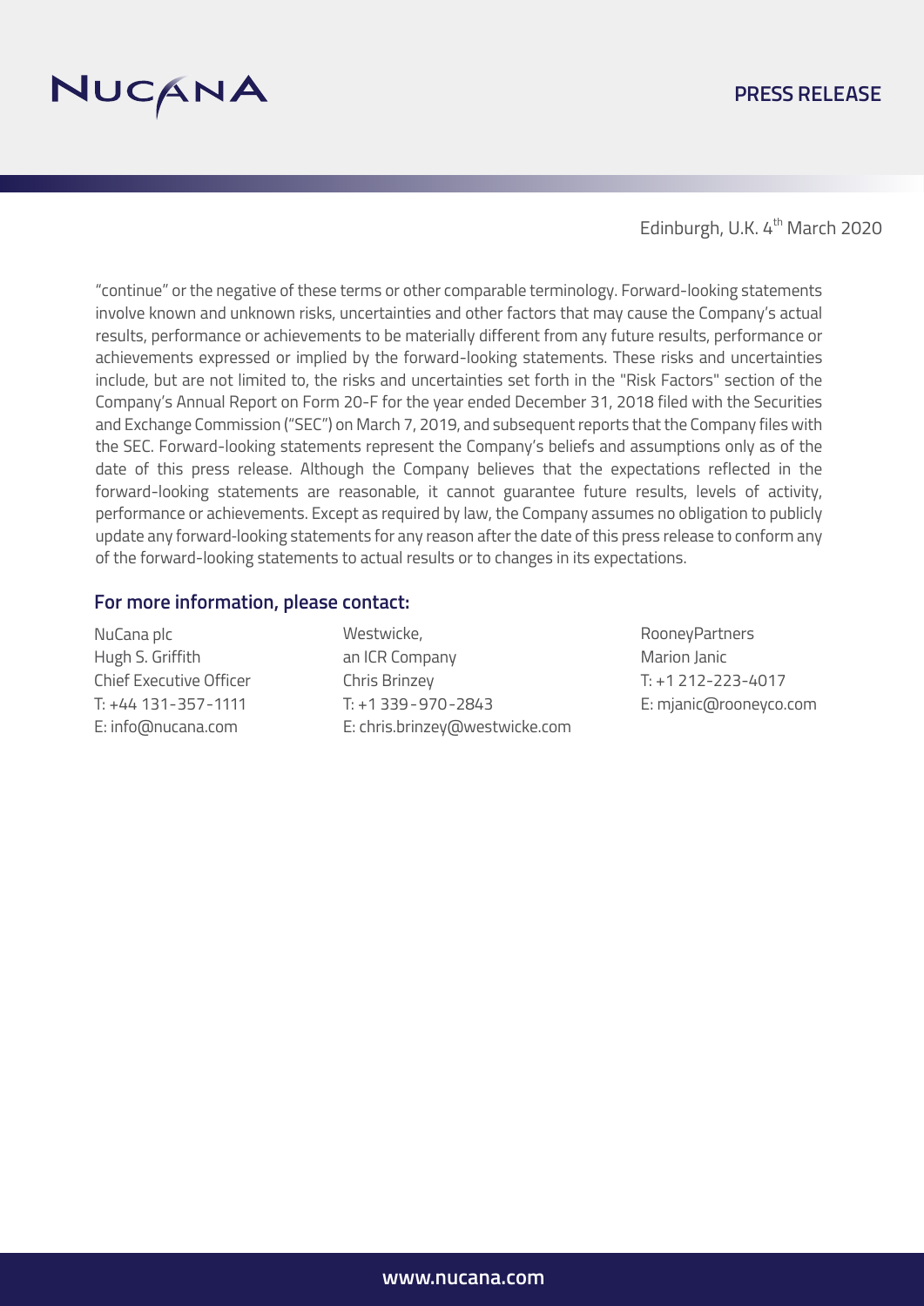"continue" or the negative of these terms or other comparable terminology. Forward-looking statements involve known and unknown risks, uncertainties and other factors that may cause the Company's actual results, performance or achievements to be materially different from any future results, performance or achievements expressed or implied by the forward-looking statements. These risks and uncertainties include, but are not limited to, the risks and uncertainties set forth in the "Risk Factors" section of the Company's Annual Report on Form 20-F for the year ended December 31, 2018 filed with the Securities and Exchange Commission ("SEC") on March 7, 2019, and subsequent reports that the Company files with the SEC. Forward-looking statements represent the Company's beliefs and assumptions only as of the date of this press release. Although the Company believes that the expectations reflected in the forward-looking statements are reasonable, it cannot guarantee future results, levels of activity, performance or achievements. Except as required by law, the Company assumes no obligation to publicly update any forward-looking statements for any reason after the date of this press release to conform any of the forward-looking statements to actual results or to changes in its expectations.

## For more information, please contact:

NuCana plc
Hugh S. Griffith
Chief Executive Officer
T: +44 131-357-1111
E: info@nucana.com

Westwicke,
an ICR Company
Chris Brinzey
T: +1 339-970-2843
E: chris.brinzey@westwicke.com

RooneyPartners
Marion Janic
T: +1 212-223-4017
E: mjanic@rooneyco.com